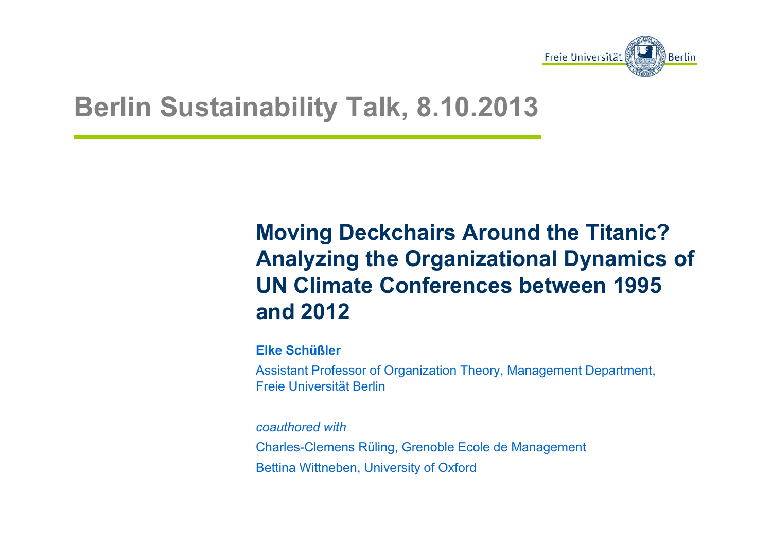# Berlin Sustainability Talk, 8.10.2013

## Moving Deckchairs Around the Titanic? Analyzing the Organizational Dynamics of UN Climate Conferences between 1995 and 2012

**Elke Schüßler**

Assistant Professor of Organization Theory, Management Department, Freie Universität Berlin

*coauthored with*

Charles-Clemens Rüling, Grenoble Ecole de Management

Bettina Wittneben, University of Oxford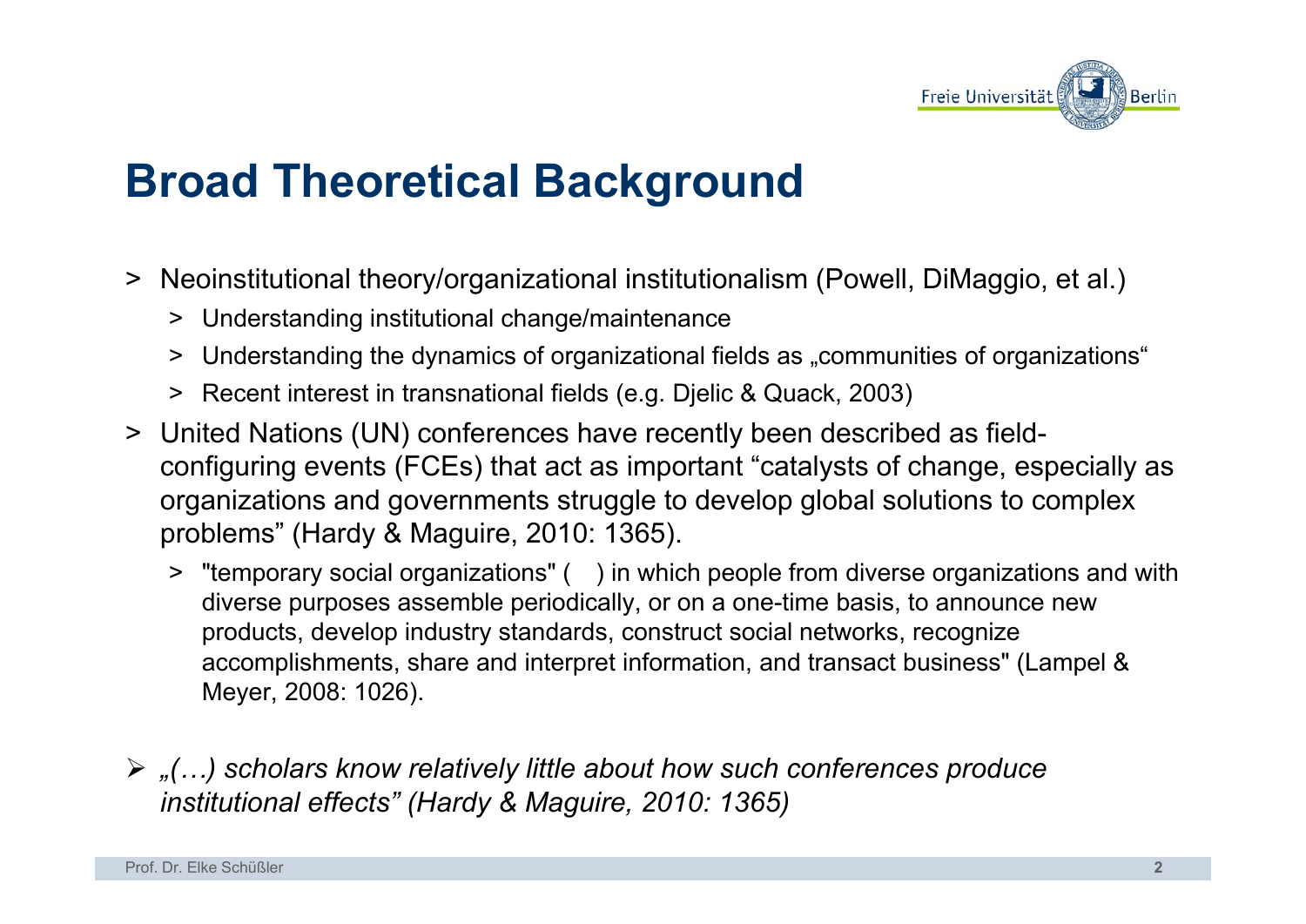# Broad Theoretical Background

- Neoinstitutional theory/organizational institutionalism (Powell, DiMaggio, et al.)
  - Understanding institutional change/maintenance
  - Understanding the dynamics of organizational fields as „communities of organizations“
  - Recent interest in transnational fields (e.g. Djelic & Quack, 2003)
- United Nations (UN) conferences have recently been described as field-configuring events (FCEs) that act as important “catalysts of change, especially as organizations and governments struggle to develop global solutions to complex problems” (Hardy & Maguire, 2010: 1365).
  - "temporary social organizations" ( ) in which people from diverse organizations and with diverse purposes assemble periodically, or on a one-time basis, to announce new products, develop industry standards, construct social networks, recognize accomplishments, share and interpret information, and transact business" (Lampel & Meyer, 2008: 1026).

- *„(…) scholars know relatively little about how such conferences produce institutional effects” (Hardy & Maguire, 2010: 1365)*

Prof. Dr. Elke Schüßler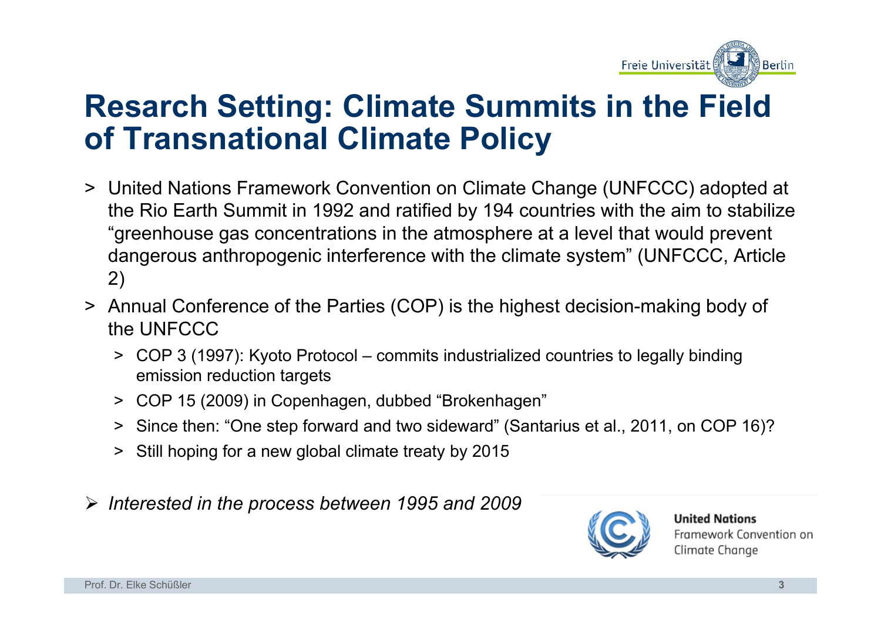# Resarch Setting: Climate Summits in the Field of Transnational Climate Policy

- United Nations Framework Convention on Climate Change (UNFCCC) adopted at the Rio Earth Summit in 1992 and ratified by 194 countries with the aim to stabilize "greenhouse gas concentrations in the atmosphere at a level that would prevent dangerous anthropogenic interference with the climate system" (UNFCCC, Article 2)
- Annual Conference of the Parties (COP) is the highest decision-making body of the UNFCCC
  - COP 3 (1997): Kyoto Protocol – commits industrialized countries to legally binding emission reduction targets
  - COP 15 (2009) in Copenhagen, dubbed "Brokenhagen"
  - Since then: "One step forward and two sideward" (Santarius et al., 2011, on COP 16)?
  - Still hoping for a new global climate treaty by 2015

- *Interested in the process between 1995 and 2009*

**United Nations**
Framework Convention on
Climate Change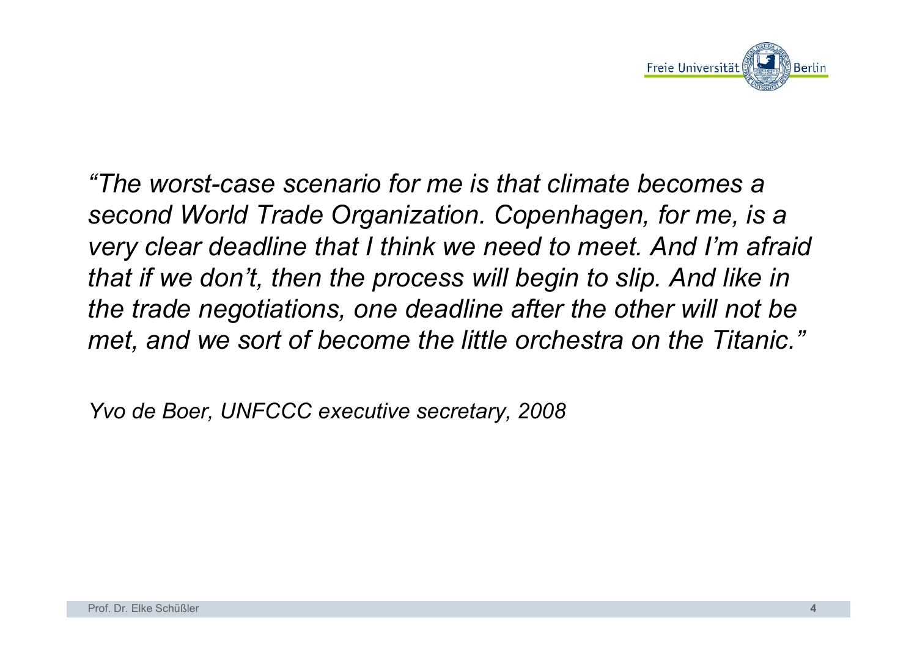*“The worst-case scenario for me is that climate becomes a second World Trade Organization. Copenhagen, for me, is a very clear deadline that I think we need to meet. And I’m afraid that if we don’t, then the process will begin to slip. And like in the trade negotiations, one deadline after the other will not be met, and we sort of become the little orchestra on the Titanic.”*

*Yvo de Boer, UNFCCC executive secretary, 2008*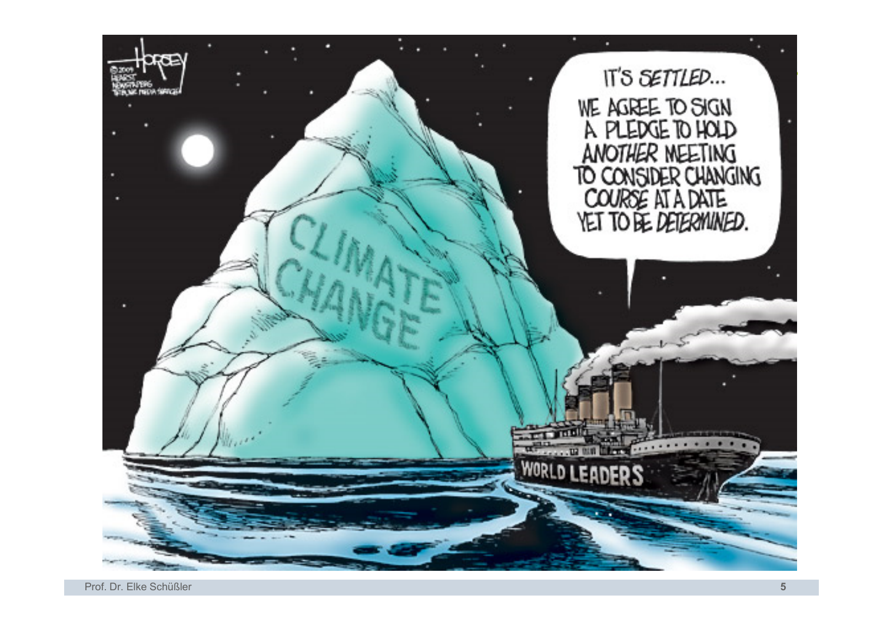IT'S SETTLED...
WE AGREE TO SIGN A PLEDGE TO HOLD ANOTHER MEETING TO CONSIDER CHANGING COURSE AT A DATE YET TO BE DETERMINED.

CLIMATE CHANGE

WORLD LEADERS

HORSEY © 2009 HEARST NEWSPAPERS TRIBUNE MEDIA SERVICES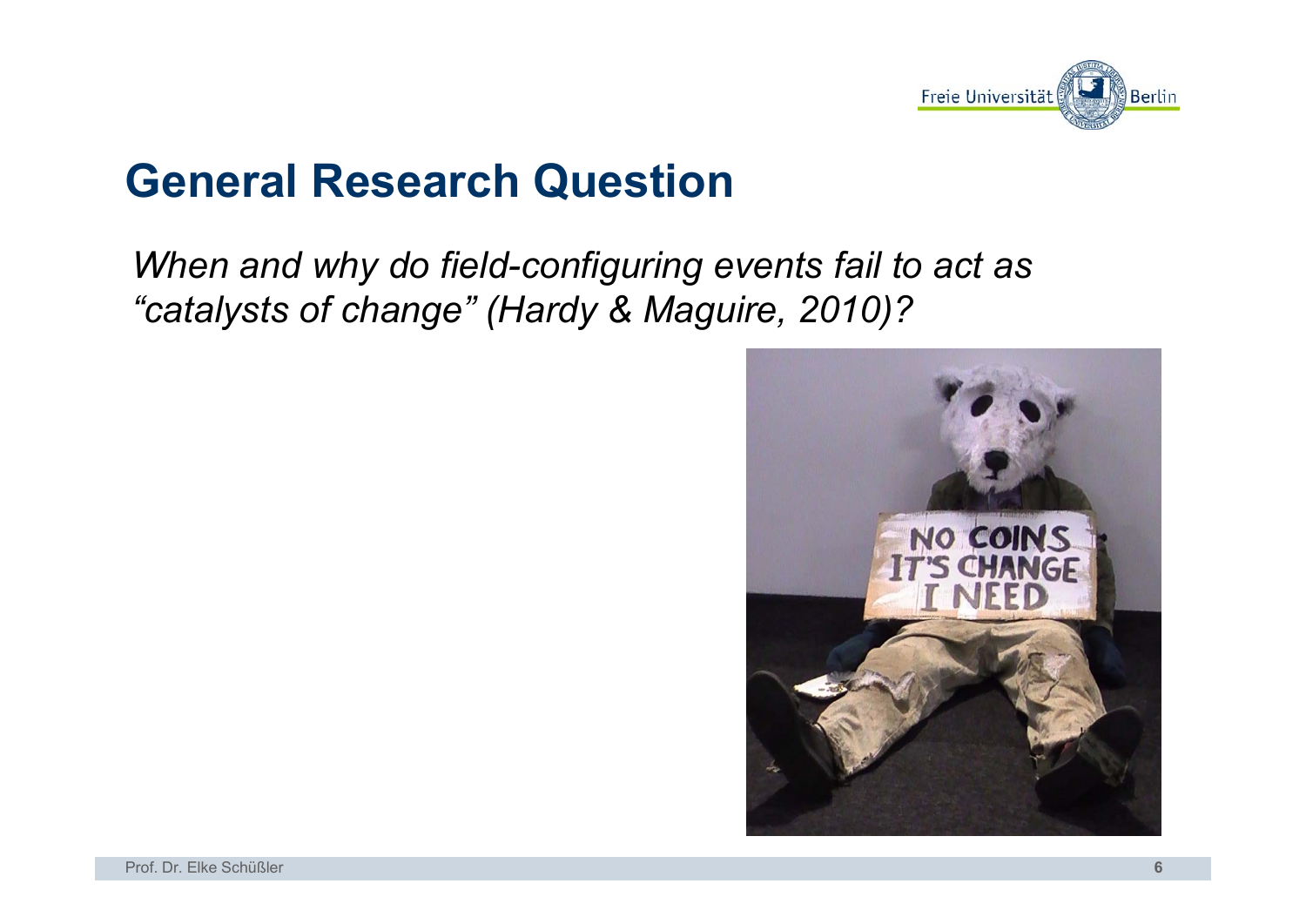## General Research Question

*When and why do field-configuring events fail to act as "catalysts of change" (Hardy & Maguire, 2010)?*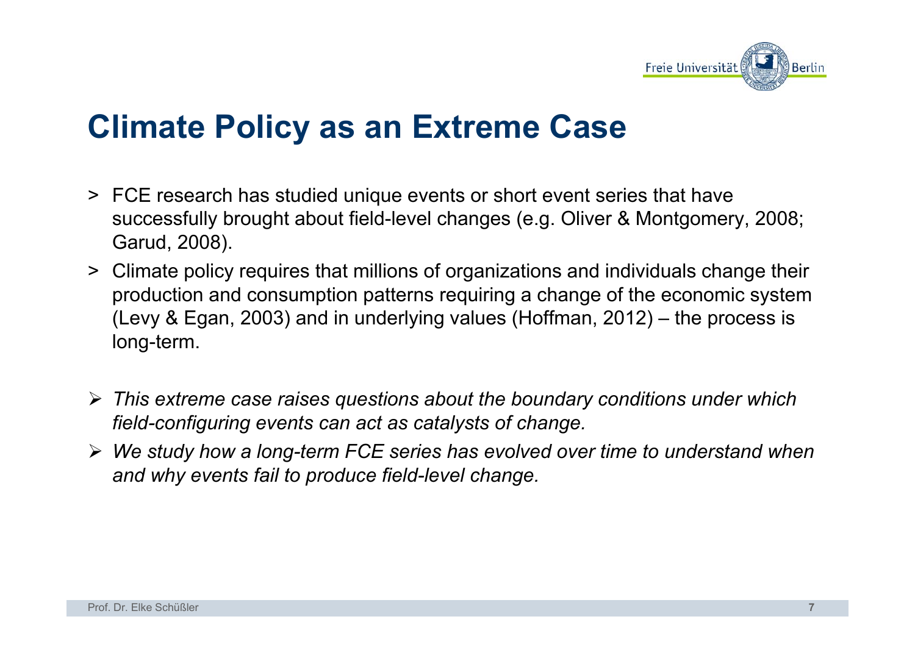# Climate Policy as an Extreme Case

- FCE research has studied unique events or short event series that have successfully brought about field-level changes (e.g. Oliver & Montgomery, 2008; Garud, 2008).
- Climate policy requires that millions of organizations and individuals change their production and consumption patterns requiring a change of the economic system (Levy & Egan, 2003) and in underlying values (Hoffman, 2012) – the process is long-term.

- *This extreme case raises questions about the boundary conditions under which field-configuring events can act as catalysts of change.*
- *We study how a long-term FCE series has evolved over time to understand when and why events fail to produce field-level change.*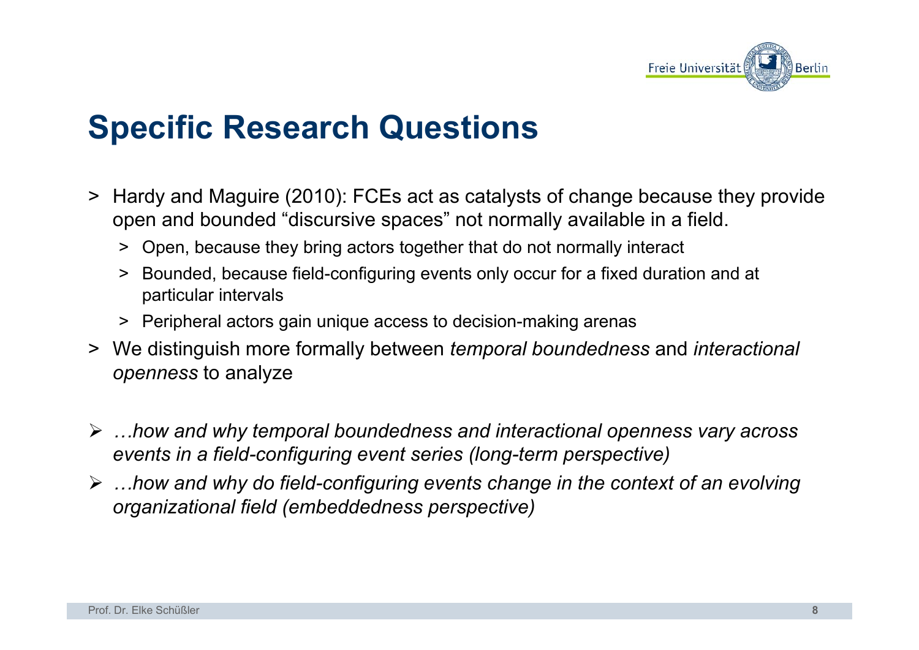## Specific Research Questions

- Hardy and Maguire (2010): FCEs act as catalysts of change because they provide open and bounded "discursive spaces" not normally available in a field.
  - Open, because they bring actors together that do not normally interact
  - Bounded, because field-configuring events only occur for a fixed duration and at particular intervals
  - Peripheral actors gain unique access to decision-making arenas
- We distinguish more formally between *temporal boundedness* and *interactional openness* to analyze

- *…how and why temporal boundedness and interactional openness vary across events in a field-configuring event series (long-term perspective)*
- *…how and why do field-configuring events change in the context of an evolving organizational field (embeddedness perspective)*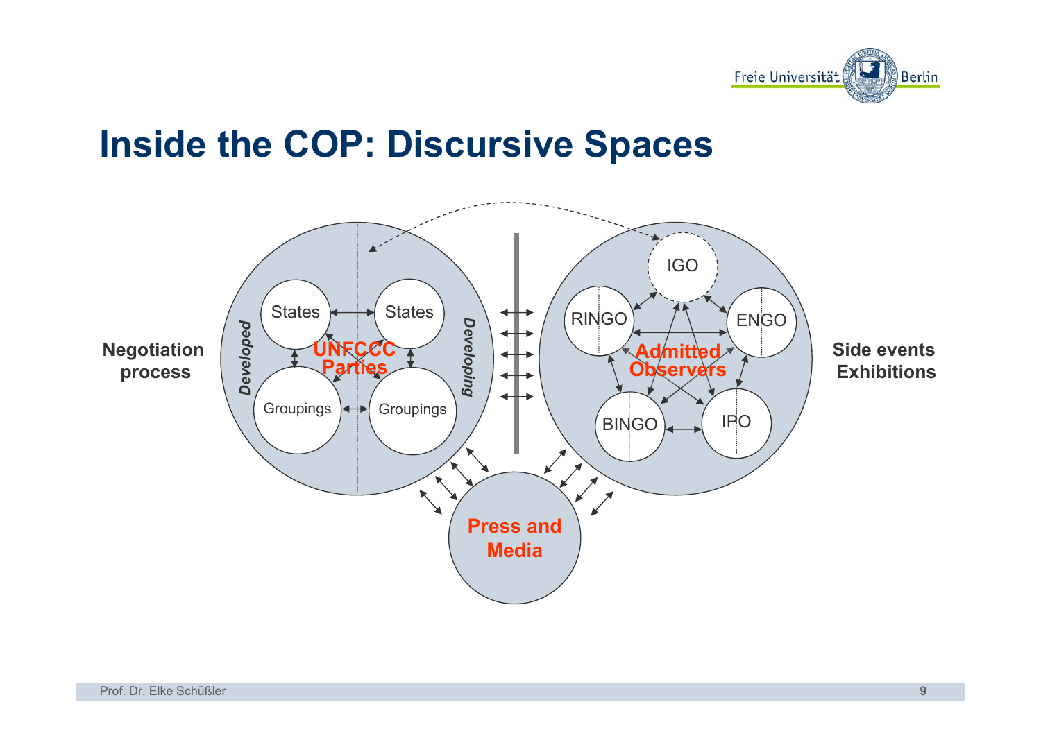# Inside the COP: Discursive Spaces

Negotiation process

*Developed*

States

States

UNFCCC Parties

Groupings

Groupings

*Developing*

IGO

RINGO

ENGO

Admitted Observers

BINGO

IPO

Side events Exhibitions

Press and Media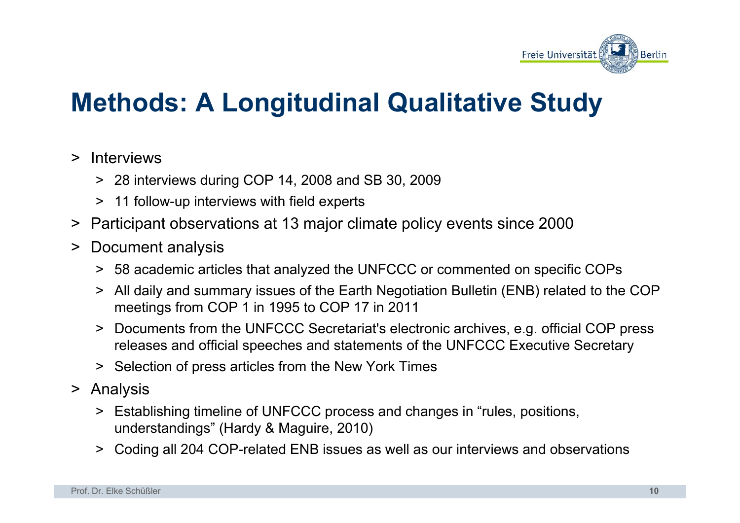# Methods: A Longitudinal Qualitative Study

- Interviews
  - 28 interviews during COP 14, 2008 and SB 30, 2009
  - 11 follow-up interviews with field experts
- Participant observations at 13 major climate policy events since 2000
- Document analysis
  - 58 academic articles that analyzed the UNFCCC or commented on specific COPs
  - All daily and summary issues of the Earth Negotiation Bulletin (ENB) related to the COP meetings from COP 1 in 1995 to COP 17 in 2011
  - Documents from the UNFCCC Secretariat's electronic archives, e.g. official COP press releases and official speeches and statements of the UNFCCC Executive Secretary
  - Selection of press articles from the New York Times
- Analysis
  - Establishing timeline of UNFCCC process and changes in “rules, positions, understandings” (Hardy & Maguire, 2010)
  - Coding all 204 COP-related ENB issues as well as our interviews and observations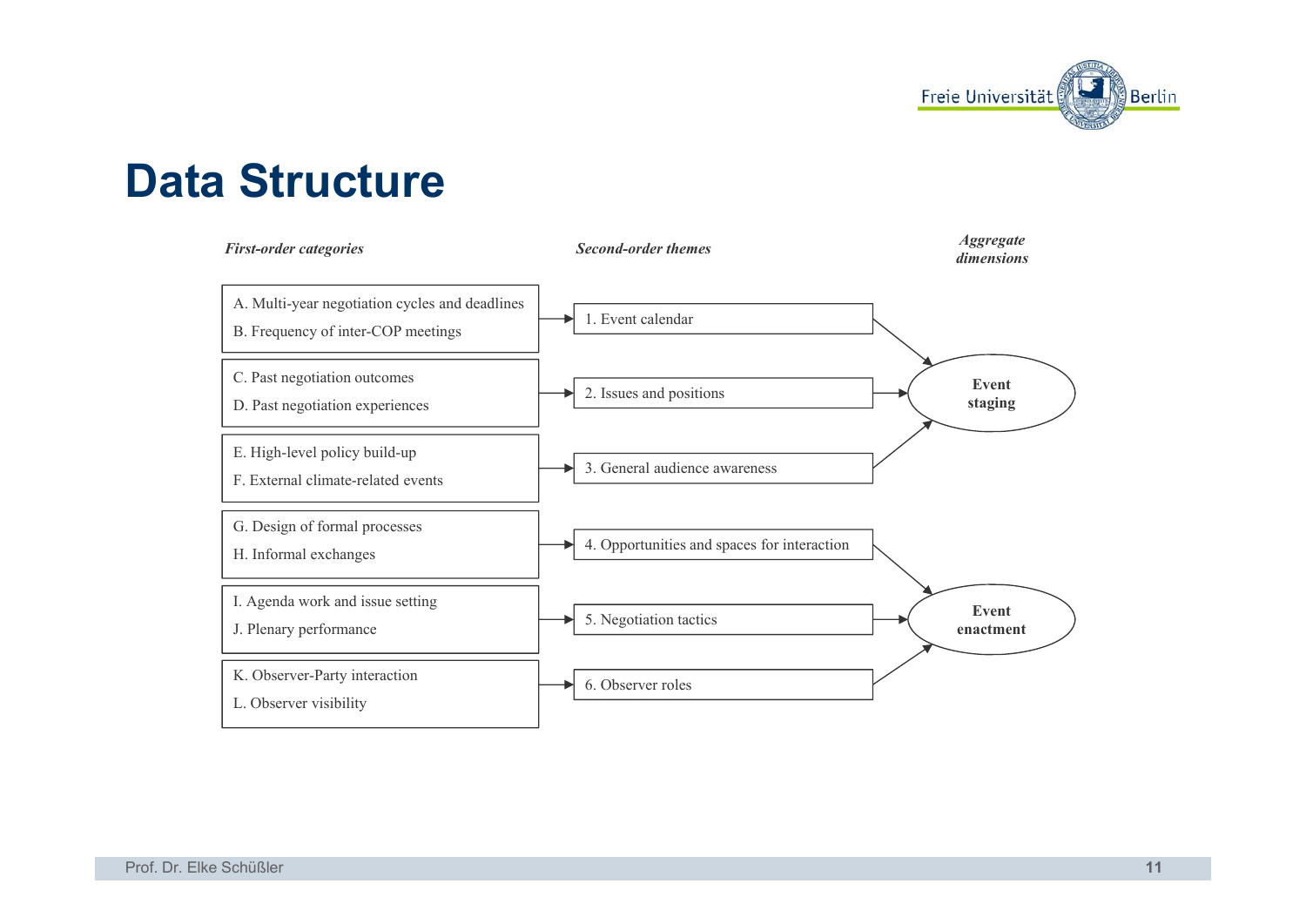# Data Structure

| *First-order categories* | *Second-order themes* | *Aggregate dimensions* |
|---|---|---|
| A. Multi-year negotiation cycles and deadlines<br>B. Frequency of inter-COP meetings | 1. Event calendar | **Event staging** |
| C. Past negotiation outcomes<br>D. Past negotiation experiences | 2. Issues and positions | **Event staging** |
| E. High-level policy build-up<br>F. External climate-related events | 3. General audience awareness | **Event staging** |
| G. Design of formal processes<br>H. Informal exchanges | 4. Opportunities and spaces for interaction | **Event enactment** |
| I. Agenda work and issue setting<br>J. Plenary performance | 5. Negotiation tactics | **Event enactment** |
| K. Observer-Party interaction<br>L. Observer visibility | 6. Observer roles | **Event enactment** |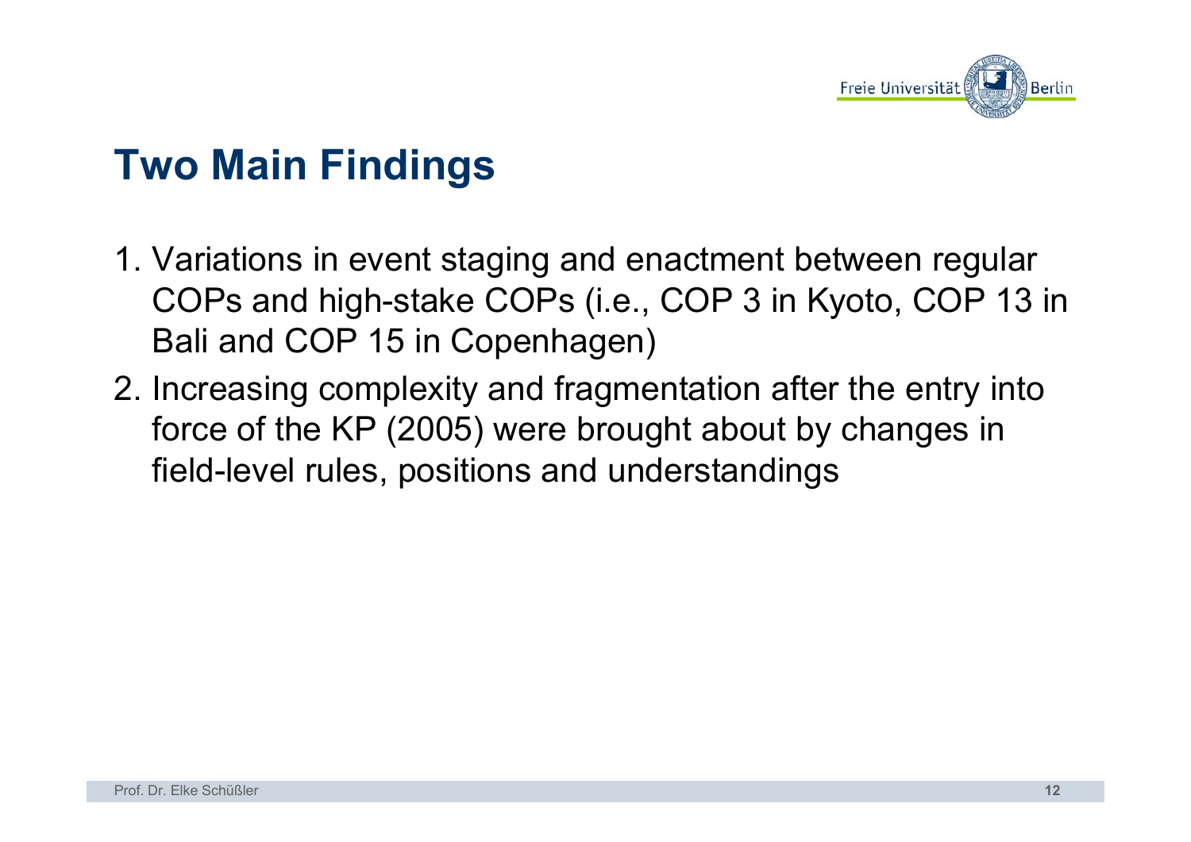# Two Main Findings

1. Variations in event staging and enactment between regular COPs and high-stake COPs (i.e., COP 3 in Kyoto, COP 13 in Bali and COP 15 in Copenhagen)
2. Increasing complexity and fragmentation after the entry into force of the KP (2005) were brought about by changes in field-level rules, positions and understandings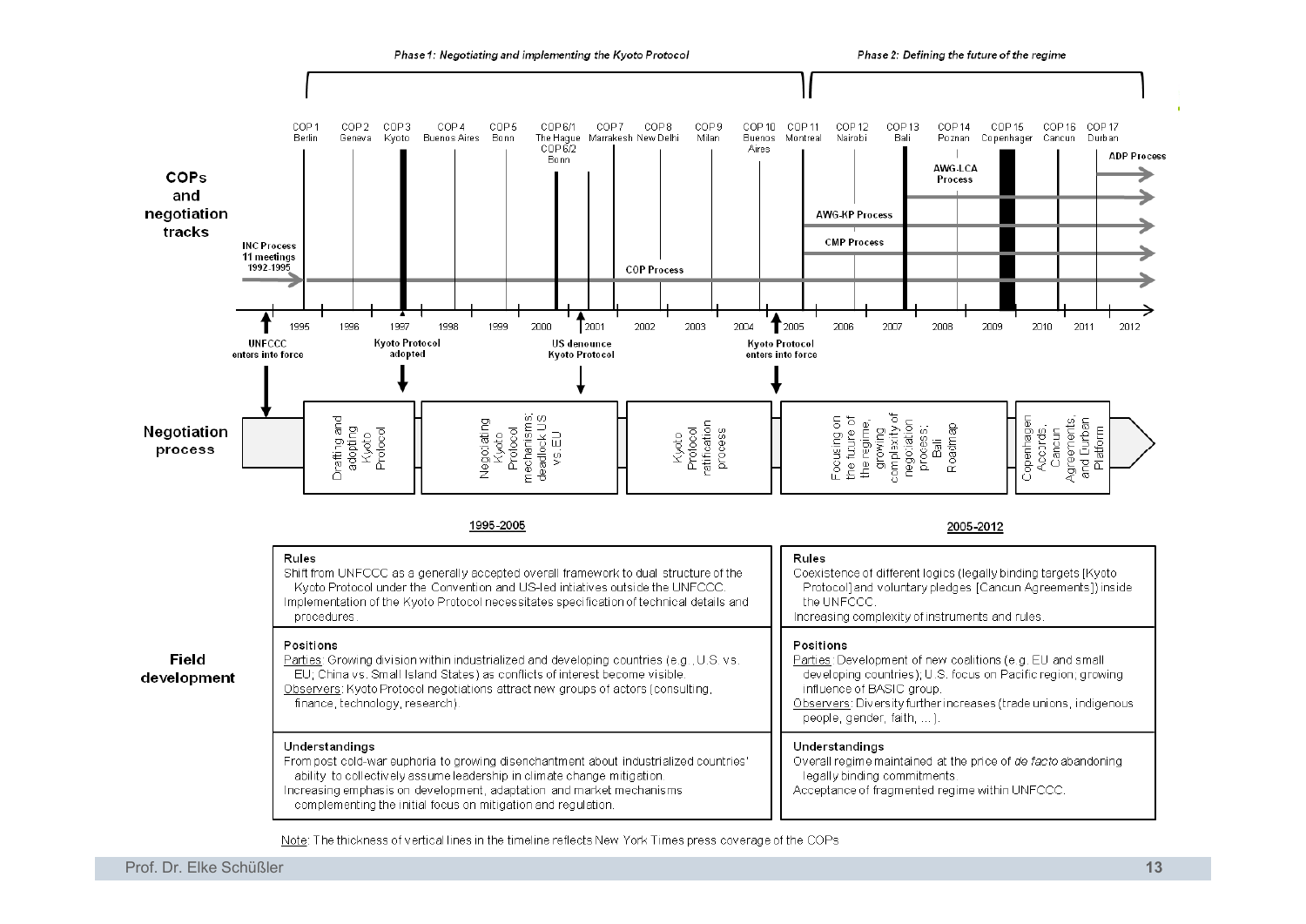*Phase 1: Negotiating and implementing the Kyoto Protocol*

*Phase 2: Defining the future of the regime*

**COPs and negotiation tracks**

COP 1 Berlin, COP 2 Geneva, COP 3 Kyoto, COP 4 Buenos Aires, COP 5 Bonn, COP 6/1 The Hague, COP 6/2 Bonn, COP 7 Marrakesh, COP 8 New Delhi, COP 9 Milan, COP 10 Buenos Aires, COP 11 Montreal, COP 12 Nairobi, COP 13 Bali, COP 14 Poznan, COP 15 Copenhagen, COP 16 Cancun, COP 17 Durban

INC Process 11 meetings 1992-1995

COP Process

CMP Process

AWG-KP Process

AWG-LCA Process

ADP Process

1995, 1996, 1997, 1998, 1999, 2000, 2001, 2002, 2003, 2004, 2005, 2006, 2007, 2008, 2009, 2010, 2011, 2012

UNFCCC enters into force

Kyoto Protocol adopted

US denounce Kyoto Protocol

Kyoto Protocol enters into force

**Negotiation process**

- Drafting and adopting Kyoto Protocol
- Negotiating Kyoto Protocol mechanisms; deadlock US vs. EU
- Kyoto Protocol ratification process
- Focusing on the future of the regime, growing complexity of negotiation process; Bali Roadmap
- Copenhagen Accords, Cancun Agreements, and Durban Platform

**Field development**

| | 1995-2005 | 2005-2012 |
|---|---|---|
| **Rules** | Shift from UNFCCC as a generally accepted overall framework to dual structure of the Kyoto Protocol under the Convention and US-led intiatives outside the UNFCCC. Implementation of the Kyoto Protocol necessitates specification of technical details and procedures. | Coexistence of different logics (legally binding targets [Kyoto Protocol] and voluntary pledges [Cancun Agreements]) inside the UNFCCC. Increasing complexity of instruments and rules. |
| **Positions** | Parties: Growing division within industrialized and developing countries (e.g., U.S. vs. EU; China vs. Small Island States) as conflicts of interest become visible. Observers: Kyoto Protocol negotiations attract new groups of actors (consulting, finance, technology, research). | Parties: Development of new coalitions (e.g. EU and small developing countries); U.S. focus on Pacific region, growing influence of BASIC group. Observers: Diversity further increases (trade unions, indigenous people, gender, faith, ...). |
| **Understandings** | From post cold-war euphoria to growing disenchantment about industrialized countries' ability to collectively assume leadership in climate change mitigation. Increasing emphasis on development, adaptation and market mechanisms complementing the initial focus on mitigation and regulation. | Overall regime maintained at the price of *de facto* abandoning legally binding commitments. Acceptance of fragmented regime within UNFCCC. |

Note: The thickness of vertical lines in the timeline reflects New York Times press coverage of the COPs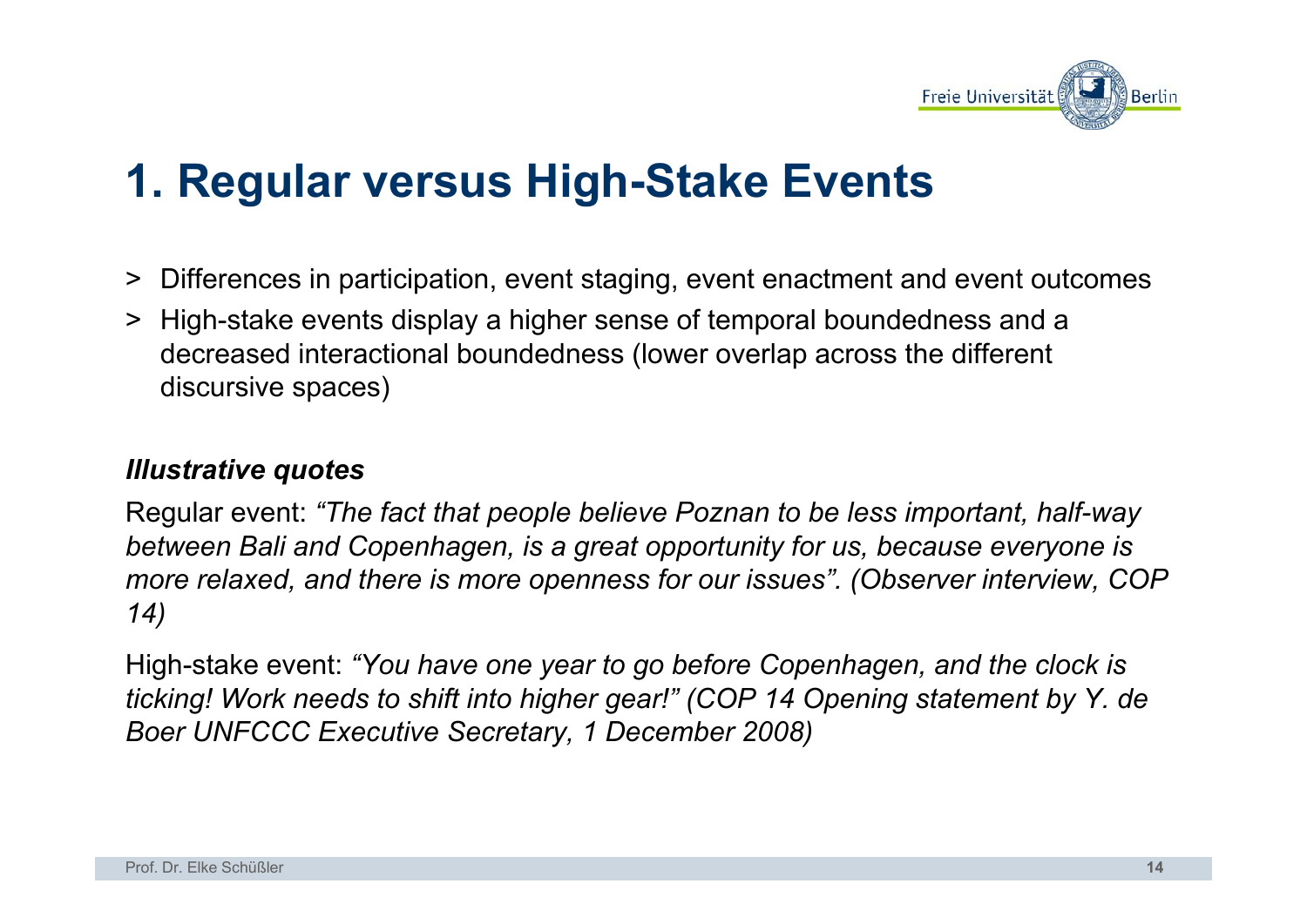# 1. Regular versus High-Stake Events

- Differences in participation, event staging, event enactment and event outcomes
- High-stake events display a higher sense of temporal boundedness and a decreased interactional boundedness (lower overlap across the different discursive spaces)

***Illustrative quotes***

Regular event: *“The fact that people believe Poznan to be less important, half-way between Bali and Copenhagen, is a great opportunity for us, because everyone is more relaxed, and there is more openness for our issues”. (Observer interview, COP 14)*

High-stake event: *“You have one year to go before Copenhagen, and the clock is ticking! Work needs to shift into higher gear!” (COP 14 Opening statement by Y. de Boer UNFCCC Executive Secretary, 1 December 2008)*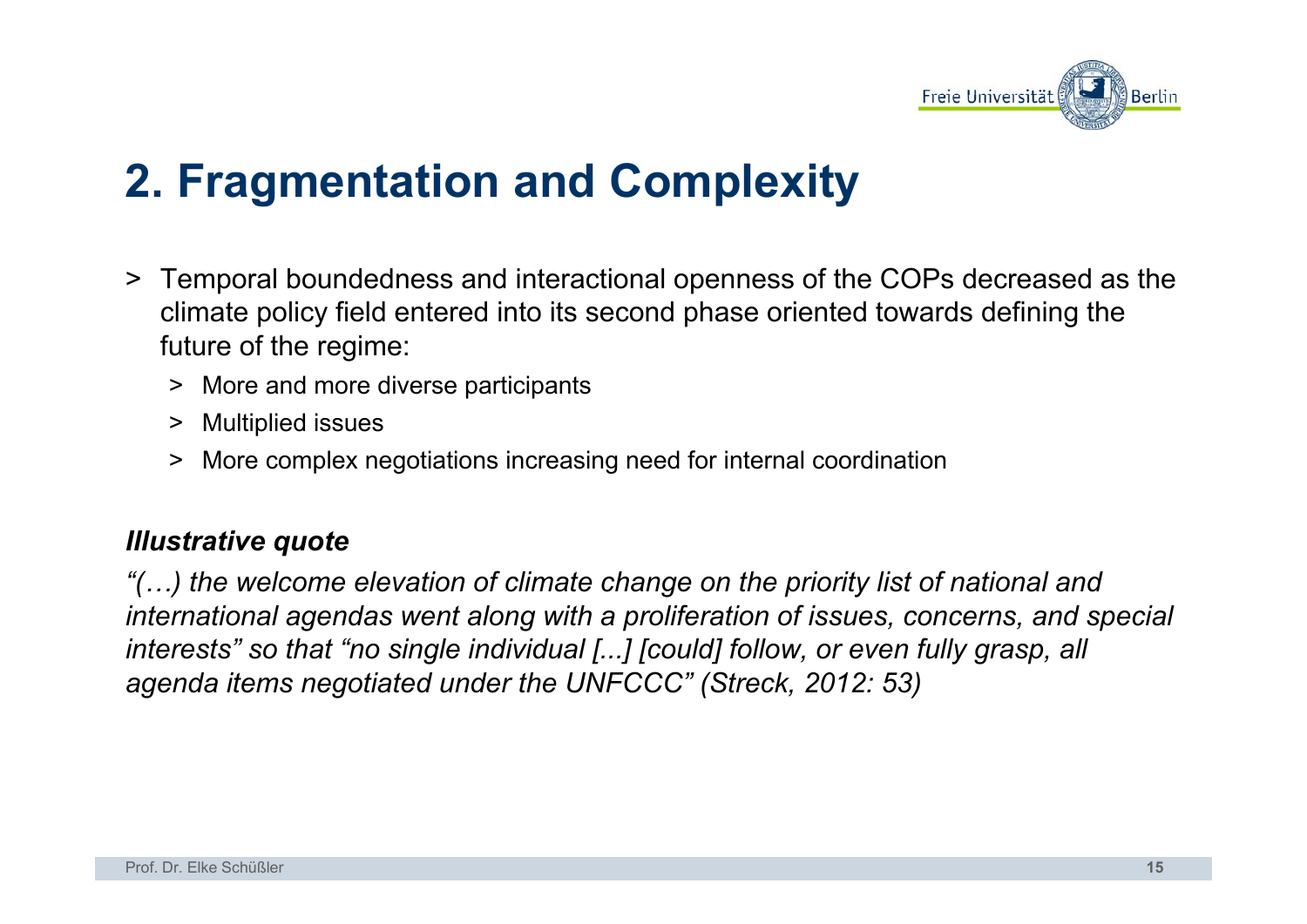## 2. Fragmentation and Complexity

- Temporal boundedness and interactional openness of the COPs decreased as the climate policy field entered into its second phase oriented towards defining the future of the regime:
  - More and more diverse participants
  - Multiplied issues
  - More complex negotiations increasing need for internal coordination

***Illustrative quote***

*"(…) the welcome elevation of climate change on the priority list of national and international agendas went along with a proliferation of issues, concerns, and special interests" so that "no single individual [...] [could] follow, or even fully grasp, all agenda items negotiated under the UNFCCC" (Streck, 2012: 53)*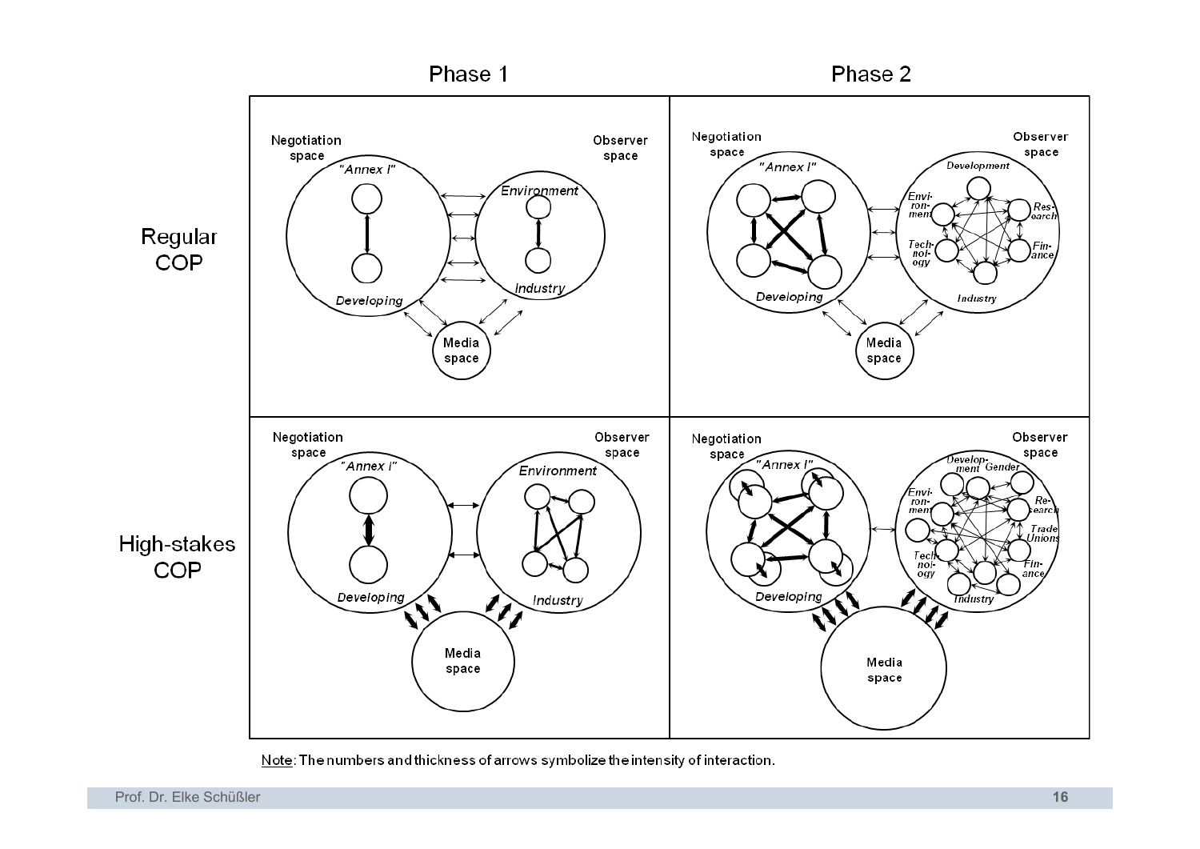|  | Phase 1 | Phase 2 |
| --- | --- | --- |
| Regular COP | Negotiation space: "Annex I", Developing; Observer space: Environment, Industry; Media space | Negotiation space: "Annex I", Developing; Observer space: Development, Environment, Research, Technology, Finance, Industry; Media space |
| High-stakes COP | Negotiation space: "Annex I", Developing; Observer space: Environment, Industry; Media space | Negotiation space: "Annex I", Developing; Observer space: Development, Gender, Environment, Research, Trade Unions, Technology, Finance, Industry; Media space |

Note: The numbers and thickness of arrows symbolize the intensity of interaction.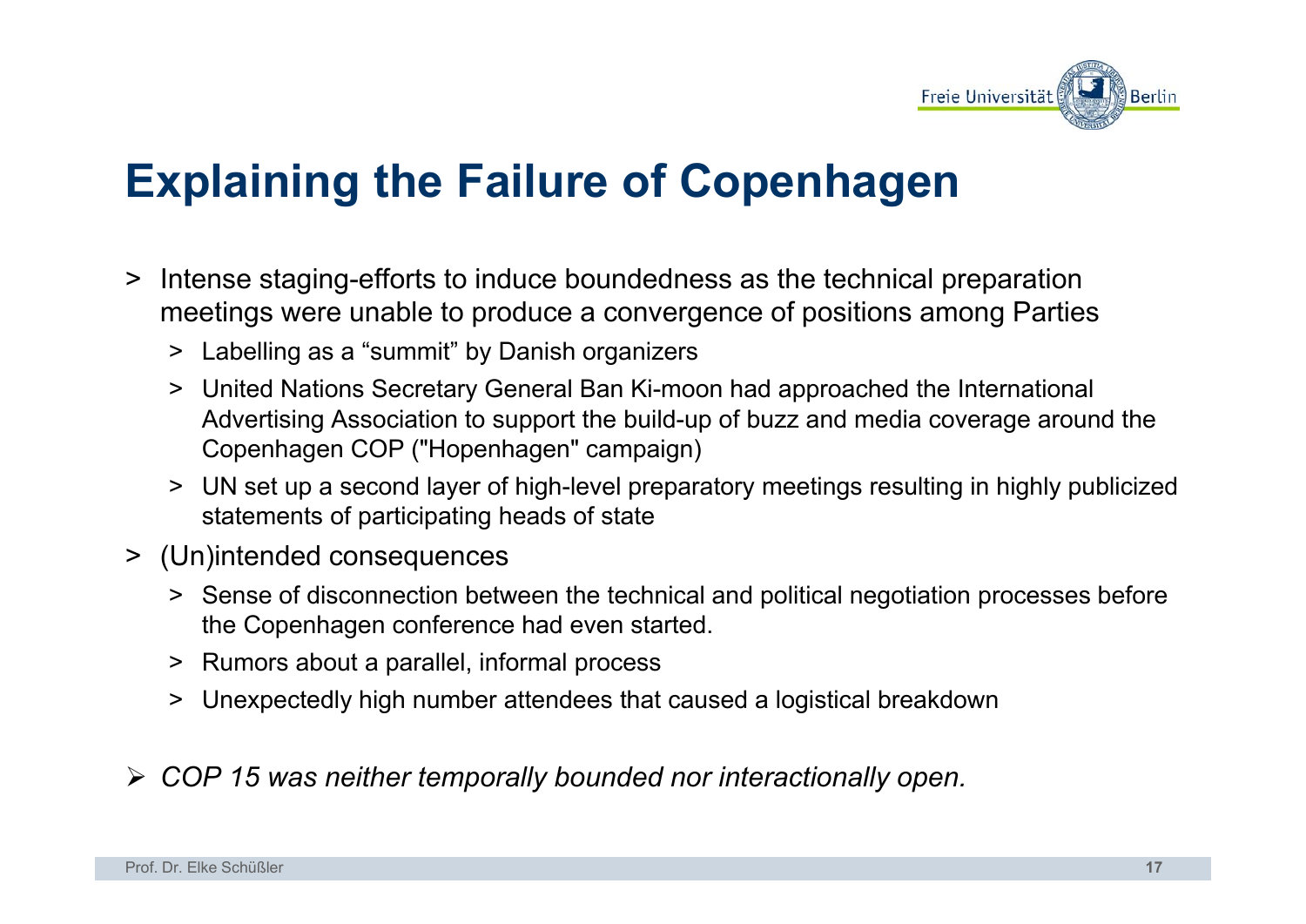# Explaining the Failure of Copenhagen

- Intense staging-efforts to induce boundedness as the technical preparation meetings were unable to produce a convergence of positions among Parties
  - Labelling as a “summit” by Danish organizers
  - United Nations Secretary General Ban Ki-moon had approached the International Advertising Association to support the build-up of buzz and media coverage around the Copenhagen COP ("Hopenhagen" campaign)
  - UN set up a second layer of high-level preparatory meetings resulting in highly publicized statements of participating heads of state
- (Un)intended consequences
  - Sense of disconnection between the technical and political negotiation processes before the Copenhagen conference had even started.
  - Rumors about a parallel, informal process
  - Unexpectedly high number attendees that caused a logistical breakdown

- *COP 15 was neither temporally bounded nor interactionally open.*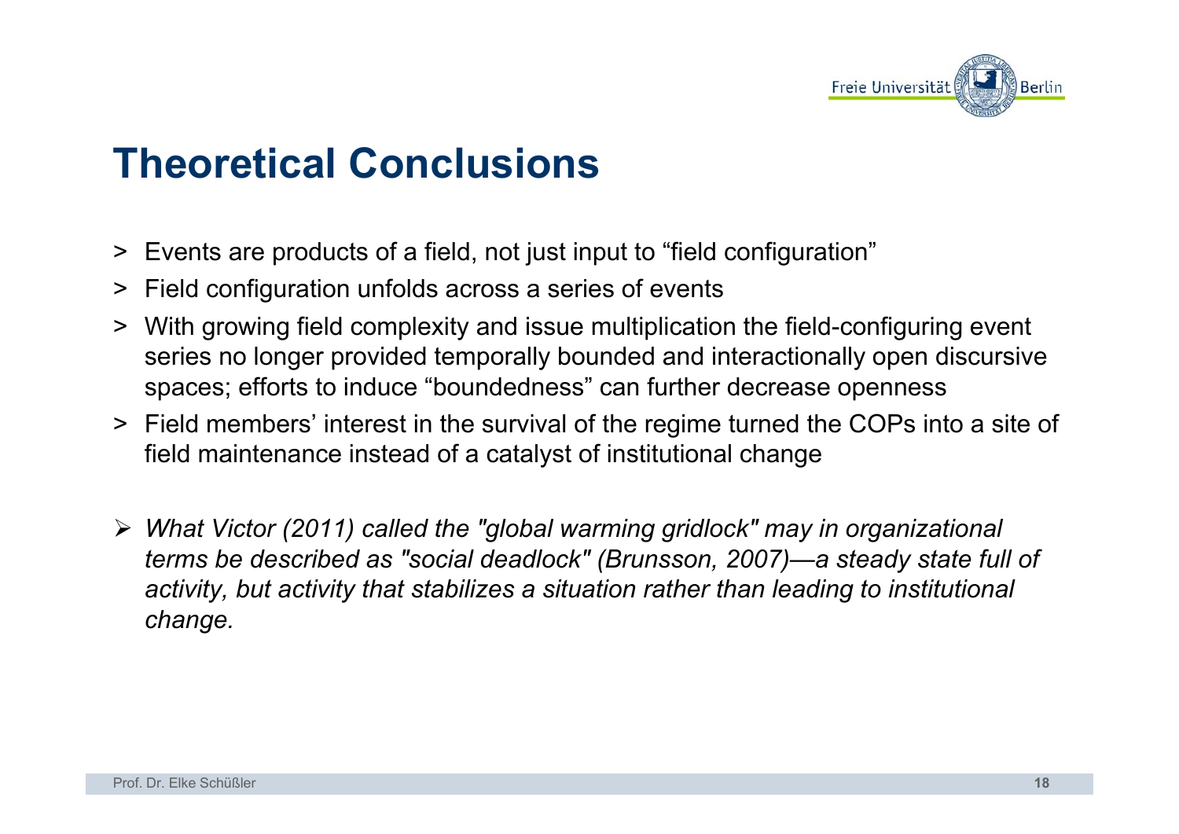# Theoretical Conclusions

- Events are products of a field, not just input to “field configuration”
- Field configuration unfolds across a series of events
- With growing field complexity and issue multiplication the field-configuring event series no longer provided temporally bounded and interactionally open discursive spaces; efforts to induce “boundedness” can further decrease openness
- Field members’ interest in the survival of the regime turned the COPs into a site of field maintenance instead of a catalyst of institutional change

- *What Victor (2011) called the "global warming gridlock" may in organizational terms be described as "social deadlock" (Brunsson, 2007)—a steady state full of activity, but activity that stabilizes a situation rather than leading to institutional change.*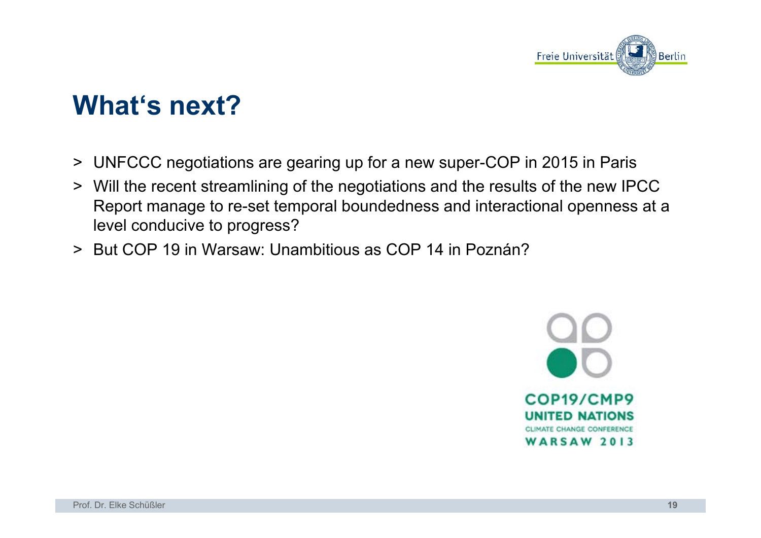# What's next?

- UNFCCC negotiations are gearing up for a new super-COP in 2015 in Paris
- Will the recent streamlining of the negotiations and the results of the new IPCC Report manage to re-set temporal boundedness and interactional openness at a level conducive to progress?
- But COP 19 in Warsaw: Unambitious as COP 14 in Poznán?

COP19/CMP9
UNITED NATIONS
CLIMATE CHANGE CONFERENCE
WARSAW 2013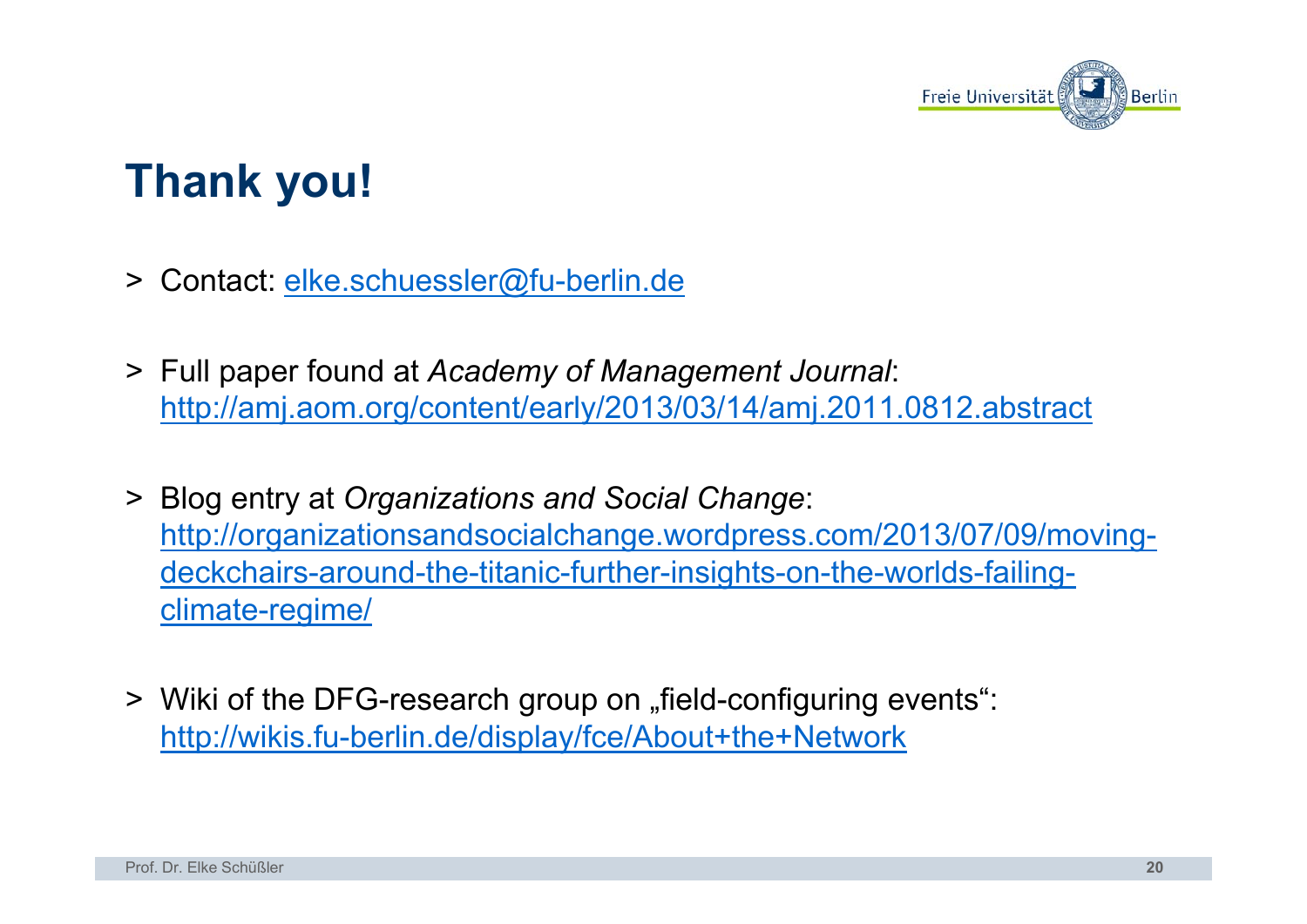# Thank you!

> Contact: elke.schuessler@fu-berlin.de

> Full paper found at *Academy of Management Journal*: http://amj.aom.org/content/early/2013/03/14/amj.2011.0812.abstract

> Blog entry at *Organizations and Social Change*: http://organizationsandsocialchange.wordpress.com/2013/07/09/moving-deckchairs-around-the-titanic-further-insights-on-the-worlds-failing-climate-regime/

> Wiki of the DFG-research group on „field-configuring events“: http://wikis.fu-berlin.de/display/fce/About+the+Network